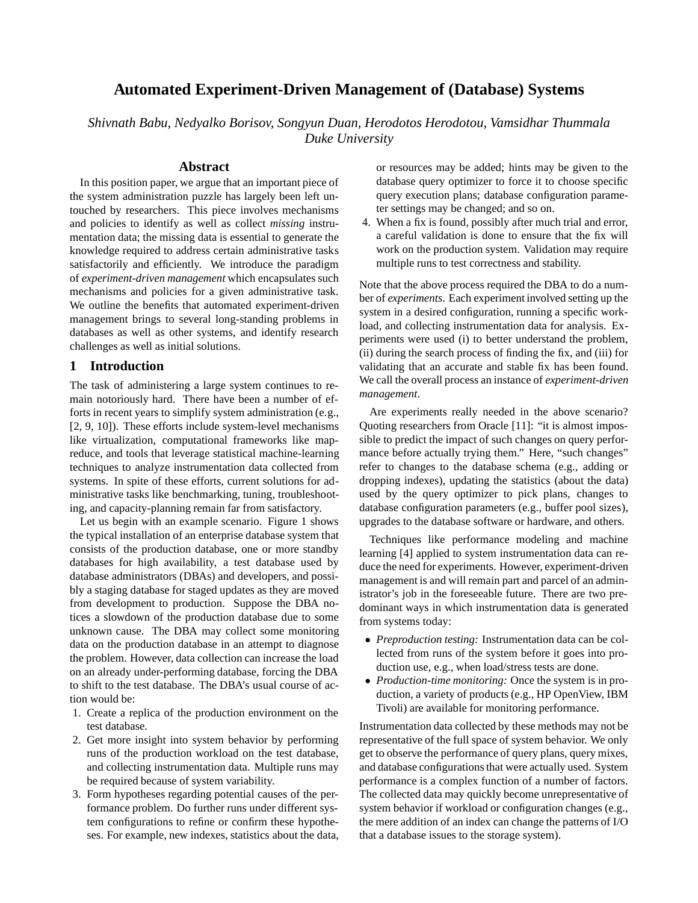# Automated Experiment-Driven Management of (Database) Systems

*Shivnath Babu, Nedyalko Borisov, Songyun Duan, Herodotos Herodotou, Vamsidhar Thummala*
*Duke University*

## Abstract

In this position paper, we argue that an important piece of the system administration puzzle has largely been left untouched by researchers. This piece involves mechanisms and policies to identify as well as collect *missing* instrumentation data; the missing data is essential to generate the knowledge required to address certain administrative tasks satisfactorily and efficiently. We introduce the paradigm of *experiment-driven management* which encapsulates such mechanisms and policies for a given administrative task. We outline the benefits that automated experiment-driven management brings to several long-standing problems in databases as well as other systems, and identify research challenges as well as initial solutions.

## 1 Introduction

The task of administering a large system continues to remain notoriously hard. There have been a number of efforts in recent years to simplify system administration (e.g., [2, 9, 10]). These efforts include system-level mechanisms like virtualization, computational frameworks like map-reduce, and tools that leverage statistical machine-learning techniques to analyze instrumentation data collected from systems. In spite of these efforts, current solutions for administrative tasks like benchmarking, tuning, troubleshooting, and capacity-planning remain far from satisfactory.

Let us begin with an example scenario. Figure 1 shows the typical installation of an enterprise database system that consists of the production database, one or more standby databases for high availability, a test database used by database administrators (DBAs) and developers, and possibly a staging database for staged updates as they are moved from development to production. Suppose the DBA notices a slowdown of the production database due to some unknown cause. The DBA may collect some monitoring data on the production database in an attempt to diagnose the problem. However, data collection can increase the load on an already under-performing database, forcing the DBA to shift to the test database. The DBA's usual course of action would be:

1. Create a replica of the production environment on the test database.
2. Get more insight into system behavior by performing runs of the production workload on the test database, and collecting instrumentation data. Multiple runs may be required because of system variability.
3. Form hypotheses regarding potential causes of the performance problem. Do further runs under different system configurations to refine or confirm these hypotheses. For example, new indexes, statistics about the data, or resources may be added; hints may be given to the database query optimizer to force it to choose specific query execution plans; database configuration parameter settings may be changed; and so on.
4. When a fix is found, possibly after much trial and error, a careful validation is done to ensure that the fix will work on the production system. Validation may require multiple runs to test correctness and stability.

Note that the above process required the DBA to do a number of *experiments*. Each experiment involved setting up the system in a desired configuration, running a specific workload, and collecting instrumentation data for analysis. Experiments were used (i) to better understand the problem, (ii) during the search process of finding the fix, and (iii) for validating that an accurate and stable fix has been found. We call the overall process an instance of *experiment-driven management*.

Are experiments really needed in the above scenario? Quoting researchers from Oracle [11]: "it is almost impossible to predict the impact of such changes on query performance before actually trying them." Here, "such changes" refer to changes to the database schema (e.g., adding or dropping indexes), updating the statistics (about the data) used by the query optimizer to pick plans, changes to database configuration parameters (e.g., buffer pool sizes), upgrades to the database software or hardware, and others.

Techniques like performance modeling and machine learning [4] applied to system instrumentation data can reduce the need for experiments. However, experiment-driven management is and will remain part and parcel of an administrator's job in the foreseeable future. There are two predominant ways in which instrumentation data is generated from systems today:

- *Preproduction testing:* Instrumentation data can be collected from runs of the system before it goes into production use, e.g., when load/stress tests are done.
- *Production-time monitoring:* Once the system is in production, a variety of products (e.g., HP OpenView, IBM Tivoli) are available for monitoring performance.

Instrumentation data collected by these methods may not be representative of the full space of system behavior. We only get to observe the performance of query plans, query mixes, and database configurations that were actually used. System performance is a complex function of a number of factors. The collected data may quickly become unrepresentative of system behavior if workload or configuration changes (e.g., the mere addition of an index can change the patterns of I/O that a database issues to the storage system).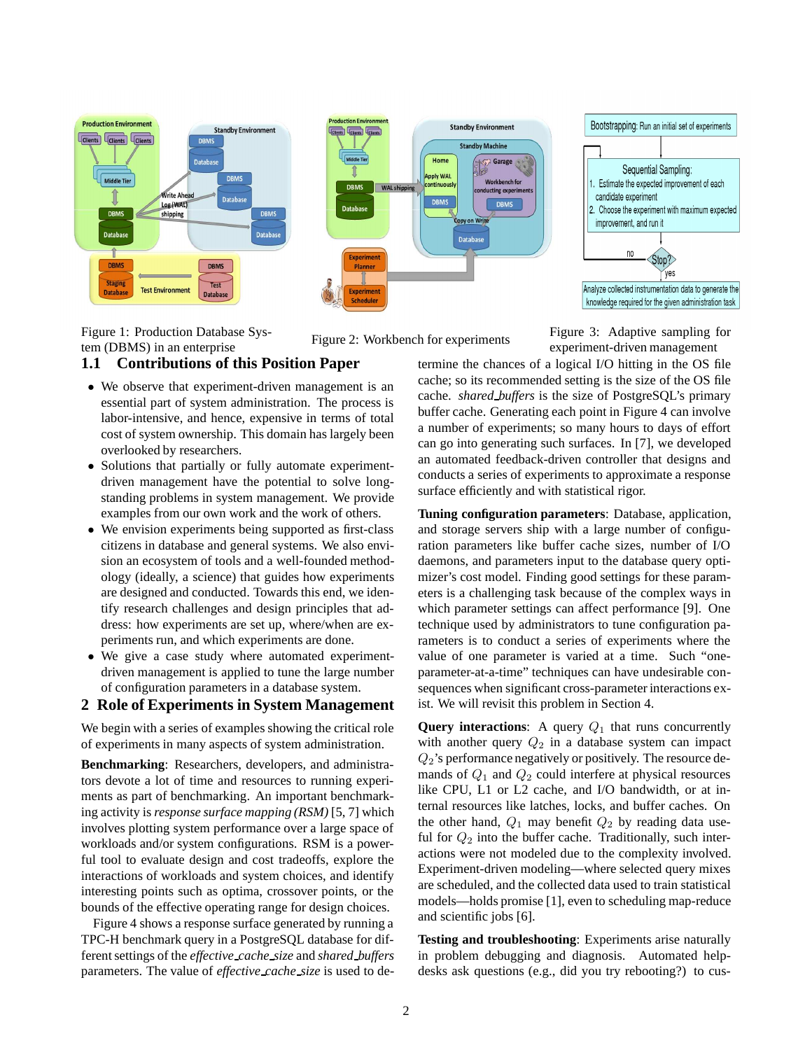Figure 1: Production Database System (DBMS) in an enterprise

Figure 2: Workbench for experiments

Figure 3: Adaptive sampling for experiment-driven management

### 1.1 Contributions of this Position Paper

- We observe that experiment-driven management is an essential part of system administration. The process is labor-intensive, and hence, expensive in terms of total cost of system ownership. This domain has largely been overlooked by researchers.
- Solutions that partially or fully automate experiment-driven management have the potential to solve long-standing problems in system management. We provide examples from our own work and the work of others.
- We envision experiments being supported as first-class citizens in database and general systems. We also envision an ecosystem of tools and a well-founded methodology (ideally, a science) that guides how experiments are designed and conducted. Towards this end, we identify research challenges and design principles that address: how experiments are set up, where/when are experiments run, and which experiments are done.
- We give a case study where automated experiment-driven management is applied to tune the large number of configuration parameters in a database system.

## 2 Role of Experiments in System Management

We begin with a series of examples showing the critical role of experiments in many aspects of system administration.

**Benchmarking**: Researchers, developers, and administrators devote a lot of time and resources to running experiments as part of benchmarking. An important benchmarking activity is *response surface mapping (RSM)* [5, 7] which involves plotting system performance over a large space of workloads and/or system configurations. RSM is a powerful tool to evaluate design and cost tradeoffs, explore the interactions of workloads and system choices, and identify interesting points such as optima, crossover points, or the bounds of the effective operating range for design choices.

Figure 4 shows a response surface generated by running a TPC-H benchmark query in a PostgreSQL database for different settings of the *effective_cache_size* and *shared_buffers* parameters. The value of *effective_cache_size* is used to determine the chances of a logical I/O hitting in the OS file cache; so its recommended setting is the size of the OS file cache. *shared_buffers* is the size of PostgreSQL's primary buffer cache. Generating each point in Figure 4 can involve a number of experiments; so many hours to days of effort can go into generating such surfaces. In [7], we developed an automated feedback-driven controller that designs and conducts a series of experiments to approximate a response surface efficiently and with statistical rigor.

**Tuning configuration parameters**: Database, application, and storage servers ship with a large number of configuration parameters like buffer cache sizes, number of I/O daemons, and parameters input to the database query optimizer's cost model. Finding good settings for these parameters is a challenging task because of the complex ways in which parameter settings can affect performance [9]. One technique used by administrators to tune configuration parameters is to conduct a series of experiments where the value of one parameter is varied at a time. Such "one-parameter-at-a-time" techniques can have undesirable consequences when significant cross-parameter interactions exist. We will revisit this problem in Section 4.

**Query interactions**: A query $Q_1$ that runs concurrently with another query $Q_2$ in a database system can impact $Q_2$'s performance negatively or positively. The resource demands of $Q_1$ and $Q_2$ could interfere at physical resources like CPU, L1 or L2 cache, and I/O bandwidth, or at internal resources like latches, locks, and buffer caches. On the other hand, $Q_1$ may benefit $Q_2$ by reading data useful for $Q_2$ into the buffer cache. Traditionally, such interactions were not modeled due to the complexity involved. Experiment-driven modeling—where selected query mixes are scheduled, and the collected data used to train statistical models—holds promise [1], even to scheduling map-reduce and scientific jobs [6].

**Testing and troubleshooting**: Experiments arise naturally in problem debugging and diagnosis. Automated help-desks ask questions (e.g., did you try rebooting?) to cus-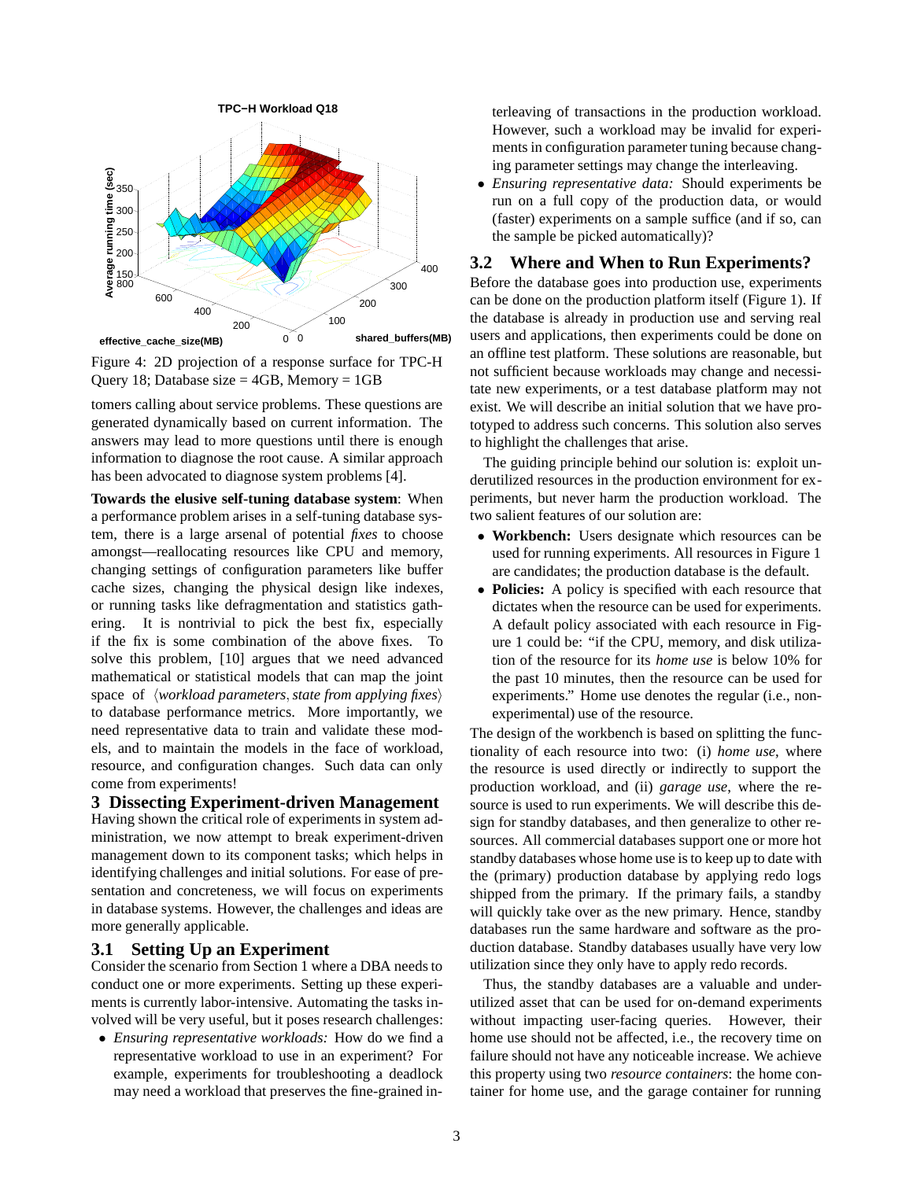Figure 4: 2D projection of a response surface for TPC-H Query 18; Database size = 4GB, Memory = 1GB

tomers calling about service problems. These questions are generated dynamically based on current information. The answers may lead to more questions until there is enough information to diagnose the root cause. A similar approach has been advocated to diagnose system problems [4].

**Towards the elusive self-tuning database system**: When a performance problem arises in a self-tuning database system, there is a large arsenal of potential *fixes* to choose amongst—reallocating resources like CPU and memory, changing settings of configuration parameters like buffer cache sizes, changing the physical design like indexes, or running tasks like defragmentation and statistics gathering. It is nontrivial to pick the best fix, especially if the fix is some combination of the above fixes. To solve this problem, [10] argues that we need advanced mathematical or statistical models that can map the joint space of $\langle$*workload parameters*, *state from applying fixes*$\rangle$ to database performance metrics. More importantly, we need representative data to train and validate these models, and to maintain the models in the face of workload, resource, and configuration changes. Such data can only come from experiments!

# 3 Dissecting Experiment-driven Management

Having shown the critical role of experiments in system administration, we now attempt to break experiment-driven management down to its component tasks; which helps in identifying challenges and initial solutions. For ease of presentation and concreteness, we will focus on experiments in database systems. However, the challenges and ideas are more generally applicable.

## 3.1 Setting Up an Experiment

Consider the scenario from Section 1 where a DBA needs to conduct one or more experiments. Setting up these experiments is currently labor-intensive. Automating the tasks involved will be very useful, but it poses research challenges:

- *Ensuring representative workloads:* How do we find a representative workload to use in an experiment? For example, experiments for troubleshooting a deadlock may need a workload that preserves the fine-grained interleaving of transactions in the production workload. However, such a workload may be invalid for experiments in configuration parameter tuning because changing parameter settings may change the interleaving.
- *Ensuring representative data:* Should experiments be run on a full copy of the production data, or would (faster) experiments on a sample suffice (and if so, can the sample be picked automatically)?

## 3.2 Where and When to Run Experiments?

Before the database goes into production use, experiments can be done on the production platform itself (Figure 1). If the database is already in production use and serving real users and applications, then experiments could be done on an offline test platform. These solutions are reasonable, but not sufficient because workloads may change and necessitate new experiments, or a test database platform may not exist. We will describe an initial solution that we have prototyped to address such concerns. This solution also serves to highlight the challenges that arise.

The guiding principle behind our solution is: exploit underutilized resources in the production environment for experiments, but never harm the production workload. The two salient features of our solution are:

- **Workbench:** Users designate which resources can be used for running experiments. All resources in Figure 1 are candidates; the production database is the default.
- **Policies:** A policy is specified with each resource that dictates when the resource can be used for experiments. A default policy associated with each resource in Figure 1 could be: "if the CPU, memory, and disk utilization of the resource for its *home use* is below 10% for the past 10 minutes, then the resource can be used for experiments." Home use denotes the regular (i.e., non-experimental) use of the resource.

The design of the workbench is based on splitting the functionality of each resource into two: (i) *home use*, where the resource is used directly or indirectly to support the production workload, and (ii) *garage use*, where the resource is used to run experiments. We will describe this design for standby databases, and then generalize to other resources. All commercial databases support one or more hot standby databases whose home use is to keep up to date with the (primary) production database by applying redo logs shipped from the primary. If the primary fails, a standby will quickly take over as the new primary. Hence, standby databases run the same hardware and software as the production database. Standby databases usually have very low utilization since they only have to apply redo records.

Thus, the standby databases are a valuable and underutilized asset that can be used for on-demand experiments without impacting user-facing queries. However, their home use should not be affected, i.e., the recovery time on failure should not have any noticeable increase. We achieve this property using two *resource containers*: the home container for home use, and the garage container for running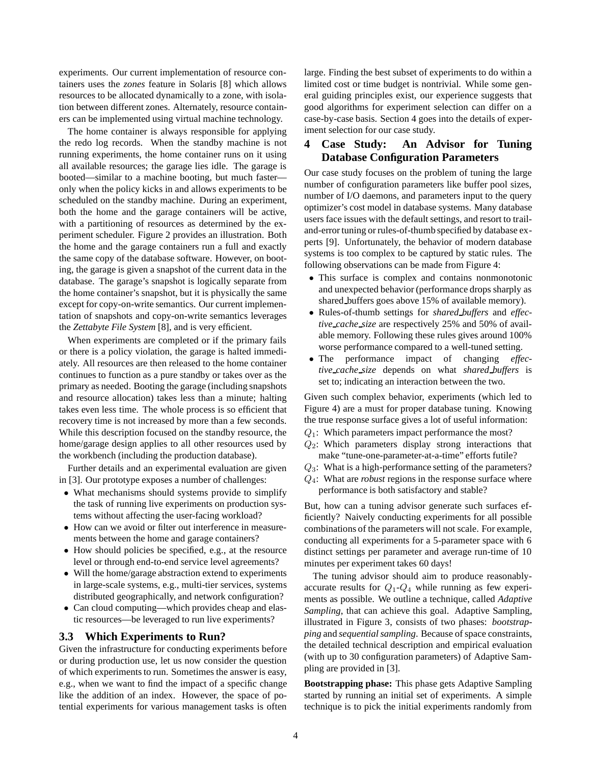experiments. Our current implementation of resource containers uses the *zones* feature in Solaris [8] which allows resources to be allocated dynamically to a zone, with isolation between different zones. Alternately, resource containers can be implemented using virtual machine technology.

The home container is always responsible for applying the redo log records. When the standby machine is not running experiments, the home container runs on it using all available resources; the garage lies idle. The garage is booted—similar to a machine booting, but much faster—only when the policy kicks in and allows experiments to be scheduled on the standby machine. During an experiment, both the home and the garage containers will be active, with a partitioning of resources as determined by the experiment scheduler. Figure 2 provides an illustration. Both the home and the garage containers run a full and exactly the same copy of the database software. However, on booting, the garage is given a snapshot of the current data in the database. The garage's snapshot is logically separate from the home container's snapshot, but it is physically the same except for copy-on-write semantics. Our current implementation of snapshots and copy-on-write semantics leverages the *Zettabyte File System* [8], and is very efficient.

When experiments are completed or if the primary fails or there is a policy violation, the garage is halted immediately. All resources are then released to the home container continues to function as a pure standby or takes over as the primary as needed. Booting the garage (including snapshots and resource allocation) takes less than a minute; halting takes even less time. The whole process is so efficient that recovery time is not increased by more than a few seconds. While this description focused on the standby resource, the home/garage design applies to all other resources used by the workbench (including the production database).

Further details and an experimental evaluation are given in [3]. Our prototype exposes a number of challenges:

- What mechanisms should systems provide to simplify the task of running live experiments on production systems without affecting the user-facing workload?
- How can we avoid or filter out interference in measurements between the home and garage containers?
- How should policies be specified, e.g., at the resource level or through end-to-end service level agreements?
- Will the home/garage abstraction extend to experiments in large-scale systems, e.g., multi-tier services, systems distributed geographically, and network configuration?
- Can cloud computing—which provides cheap and elastic resources—be leveraged to run live experiments?

### 3.3 Which Experiments to Run?

Given the infrastructure for conducting experiments before or during production use, let us now consider the question of which experiments to run. Sometimes the answer is easy, e.g., when we want to find the impact of a specific change like the addition of an index. However, the space of potential experiments for various management tasks is often large. Finding the best subset of experiments to do within a limited cost or time budget is nontrivial. While some general guiding principles exist, our experience suggests that good algorithms for experiment selection can differ on a case-by-case basis. Section 4 goes into the details of experiment selection for our case study.

## 4 Case Study: An Advisor for Tuning Database Configuration Parameters

Our case study focuses on the problem of tuning the large number of configuration parameters like buffer pool sizes, number of I/O daemons, and parameters input to the query optimizer's cost model in database systems. Many database users face issues with the default settings, and resort to trail-and-error tuning or rules-of-thumb specified by database experts [9]. Unfortunately, the behavior of modern database systems is too complex to be captured by static rules. The following observations can be made from Figure 4:

- This surface is complex and contains nonmonotonic and unexpected behavior (performance drops sharply as shared_buffers goes above 15% of available memory).
- Rules-of-thumb settings for *shared_buffers* and *effective_cache_size* are respectively 25% and 50% of available memory. Following these rules gives around 100% worse performance compared to a well-tuned setting.
- The performance impact of changing *effective_cache_size* depends on what *shared_buffers* is set to; indicating an interaction between the two.

Given such complex behavior, experiments (which led to Figure 4) are a must for proper database tuning. Knowing the true response surface gives a lot of useful information:

$Q_1$: Which parameters impact performance the most?

$Q_2$: Which parameters display strong interactions that make "tune-one-parameter-at-a-time" efforts futile?

$Q_3$: What is a high-performance setting of the parameters?

$Q_4$: What are *robust* regions in the response surface where performance is both satisfactory and stable?

But, how can a tuning advisor generate such surfaces efficiently? Naively conducting experiments for all possible combinations of the parameters will not scale. For example, conducting all experiments for a 5-parameter space with 6 distinct settings per parameter and average run-time of 10 minutes per experiment takes 60 days!

The tuning advisor should aim to produce reasonably-accurate results for $Q_1$-$Q_4$ while running as few experiments as possible. We outline a technique, called *Adaptive Sampling*, that can achieve this goal. Adaptive Sampling, illustrated in Figure 3, consists of two phases: *bootstrapping* and *sequential sampling*. Because of space constraints, the detailed technical description and empirical evaluation (with up to 30 configuration parameters) of Adaptive Sampling are provided in [3].

**Bootstrapping phase:** This phase gets Adaptive Sampling started by running an initial set of experiments. A simple technique is to pick the initial experiments randomly from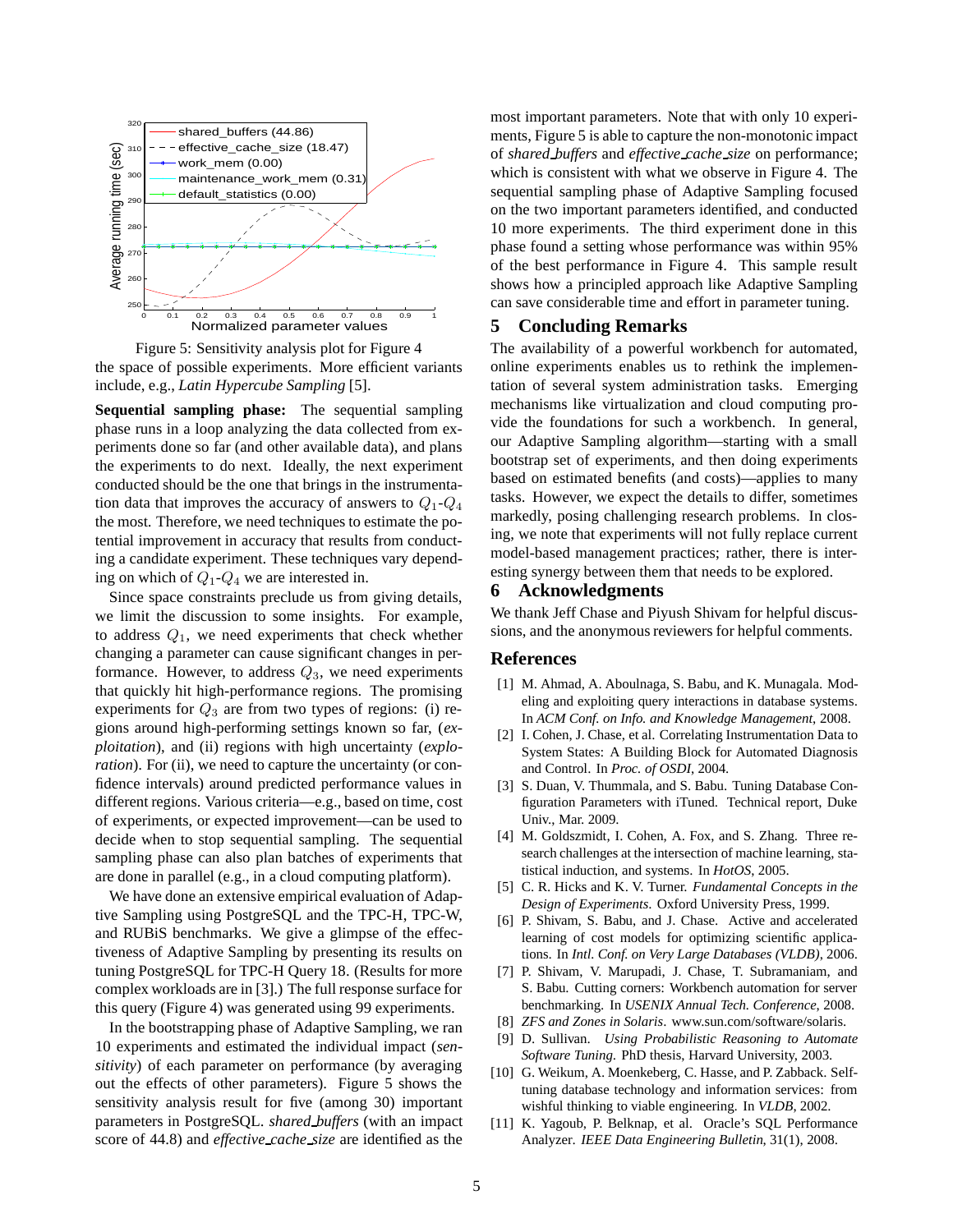Average running time (sec)

320

310

300

290

280

270

260

250

shared_buffers (44.86)

effective_cache_size (18.47)

work_mem (0.00)

maintenance_work_mem (0.31)

default_statistics (0.00)

0 0.1 0.2 0.3 0.4 0.5 0.6 0.7 0.8 0.9 1

Normalized parameter values

Figure 5: Sensitivity analysis plot for Figure 4

the space of possible experiments. More efficient variants include, e.g., *Latin Hypercube Sampling* [5].

**Sequential sampling phase:** The sequential sampling phase runs in a loop analyzing the data collected from experiments done so far (and other available data), and plans the experiments to do next. Ideally, the next experiment conducted should be the one that brings in the instrumentation data that improves the accuracy of answers to $Q_1$-$Q_4$ the most. Therefore, we need techniques to estimate the potential improvement in accuracy that results from conducting a candidate experiment. These techniques vary depending on which of $Q_1$-$Q_4$ we are interested in.

Since space constraints preclude us from giving details, we limit the discussion to some insights. For example, to address $Q_1$, we need experiments that check whether changing a parameter can cause significant changes in performance. However, to address $Q_3$, we need experiments that quickly hit high-performance regions. The promising experiments for $Q_3$ are from two types of regions: (i) regions around high-performing settings known so far, (*exploitation*), and (ii) regions with high uncertainty (*exploration*). For (ii), we need to capture the uncertainty (or confidence intervals) around predicted performance values in different regions. Various criteria—e.g., based on time, cost of experiments, or expected improvement—can be used to decide when to stop sequential sampling. The sequential sampling phase can also plan batches of experiments that are done in parallel (e.g., in a cloud computing platform).

We have done an extensive empirical evaluation of Adaptive Sampling using PostgreSQL and the TPC-H, TPC-W, and RUBiS benchmarks. We give a glimpse of the effectiveness of Adaptive Sampling by presenting its results on tuning PostgreSQL for TPC-H Query 18. (Results for more complex workloads are in [3].) The full response surface for this query (Figure 4) was generated using 99 experiments.

In the bootstrapping phase of Adaptive Sampling, we ran 10 experiments and estimated the individual impact (*sensitivity*) of each parameter on performance (by averaging out the effects of other parameters). Figure 5 shows the sensitivity analysis result for five (among 30) important parameters in PostgreSQL. *shared_buffers* (with an impact score of 44.8) and *effective_cache_size* are identified as the most important parameters. Note that with only 10 experiments, Figure 5 is able to capture the non-monotonic impact of *shared_buffers* and *effective_cache_size* on performance; which is consistent with what we observe in Figure 4. The sequential sampling phase of Adaptive Sampling focused on the two important parameters identified, and conducted 10 more experiments. The third experiment done in this phase found a setting whose performance was within 95% of the best performance in Figure 4. This sample result shows how a principled approach like Adaptive Sampling can save considerable time and effort in parameter tuning.

## 5 Concluding Remarks

The availability of a powerful workbench for automated, online experiments enables us to rethink the implementation of several system administration tasks. Emerging mechanisms like virtualization and cloud computing provide the foundations for such a workbench. In general, our Adaptive Sampling algorithm—starting with a small bootstrap set of experiments, and then doing experiments based on estimated benefits (and costs)—applies to many tasks. However, we expect the details to differ, sometimes markedly, posing challenging research problems. In closing, we note that experiments will not fully replace current model-based management practices; rather, there is interesting synergy between them that needs to be explored.

## 6 Acknowledgments

We thank Jeff Chase and Piyush Shivam for helpful discussions, and the anonymous reviewers for helpful comments.

## References

[1] M. Ahmad, A. Aboulnaga, S. Babu, and K. Munagala. Modeling and exploiting query interactions in database systems. In *ACM Conf. on Info. and Knowledge Management*, 2008.

[2] I. Cohen, J. Chase, et al. Correlating Instrumentation Data to System States: A Building Block for Automated Diagnosis and Control. In *Proc. of OSDI*, 2004.

[3] S. Duan, V. Thummala, and S. Babu. Tuning Database Configuration Parameters with iTuned. Technical report, Duke Univ., Mar. 2009.

[4] M. Goldszmidt, I. Cohen, A. Fox, and S. Zhang. Three research challenges at the intersection of machine learning, statistical induction, and systems. In *HotOS*, 2005.

[5] C. R. Hicks and K. V. Turner. *Fundamental Concepts in the Design of Experiments*. Oxford University Press, 1999.

[6] P. Shivam, S. Babu, and J. Chase. Active and accelerated learning of cost models for optimizing scientific applications. In *Intl. Conf. on Very Large Databases (VLDB)*, 2006.

[7] P. Shivam, V. Marupadi, J. Chase, T. Subramaniam, and S. Babu. Cutting corners: Workbench automation for server benchmarking. In *USENIX Annual Tech. Conference*, 2008.

[8] *ZFS and Zones in Solaris*. www.sun.com/software/solaris.

[9] D. Sullivan. *Using Probabilistic Reasoning to Automate Software Tuning*. PhD thesis, Harvard University, 2003.

[10] G. Weikum, A. Moenkeberg, C. Hasse, and P. Zabback. Self-tuning database technology and information services: from wishful thinking to viable engineering. In *VLDB*, 2002.

[11] K. Yagoub, P. Belknap, et al. Oracle's SQL Performance Analyzer. *IEEE Data Engineering Bulletin*, 31(1), 2008.